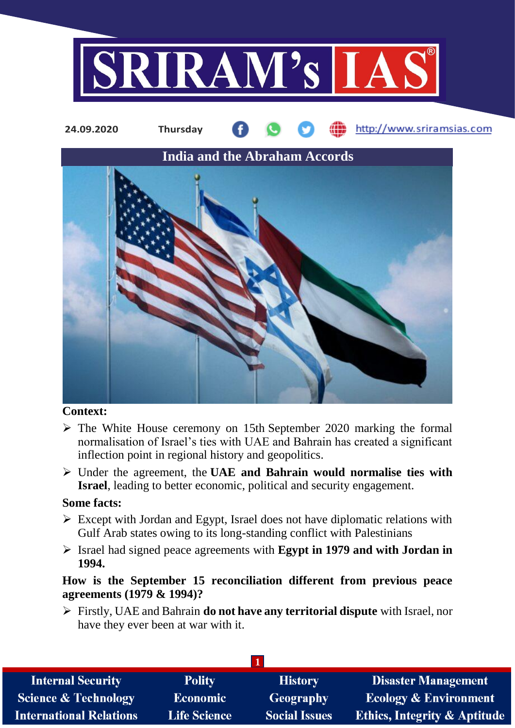24.09.2020 Thursday http://www.sriramsias.com

## India and the Abraham Accords

**Context:**

- The White House ceremony on 15th September 2020 marking the formal normalisation of Israel's ties with UAE and Bahrain has created a significant inflection point in regional history and geopolitics.
- Under the agreement, the **UAE and Bahrain would normalise ties with Israel**, leading to better economic, political and security engagement.

**Some facts:**

- Except with Jordan and Egypt, Israel does not have diplomatic relations with Gulf Arab states owing to its long-standing conflict with Palestinians
- Israel had signed peace agreements with **Egypt in 1979 and with Jordan in 1994.**

**How is the September 15 reconciliation different from previous peace agreements (1979 & 1994)?**

- Firstly, UAE and Bahrain **do not have any territorial dispute** with Israel, nor have they ever been at war with it.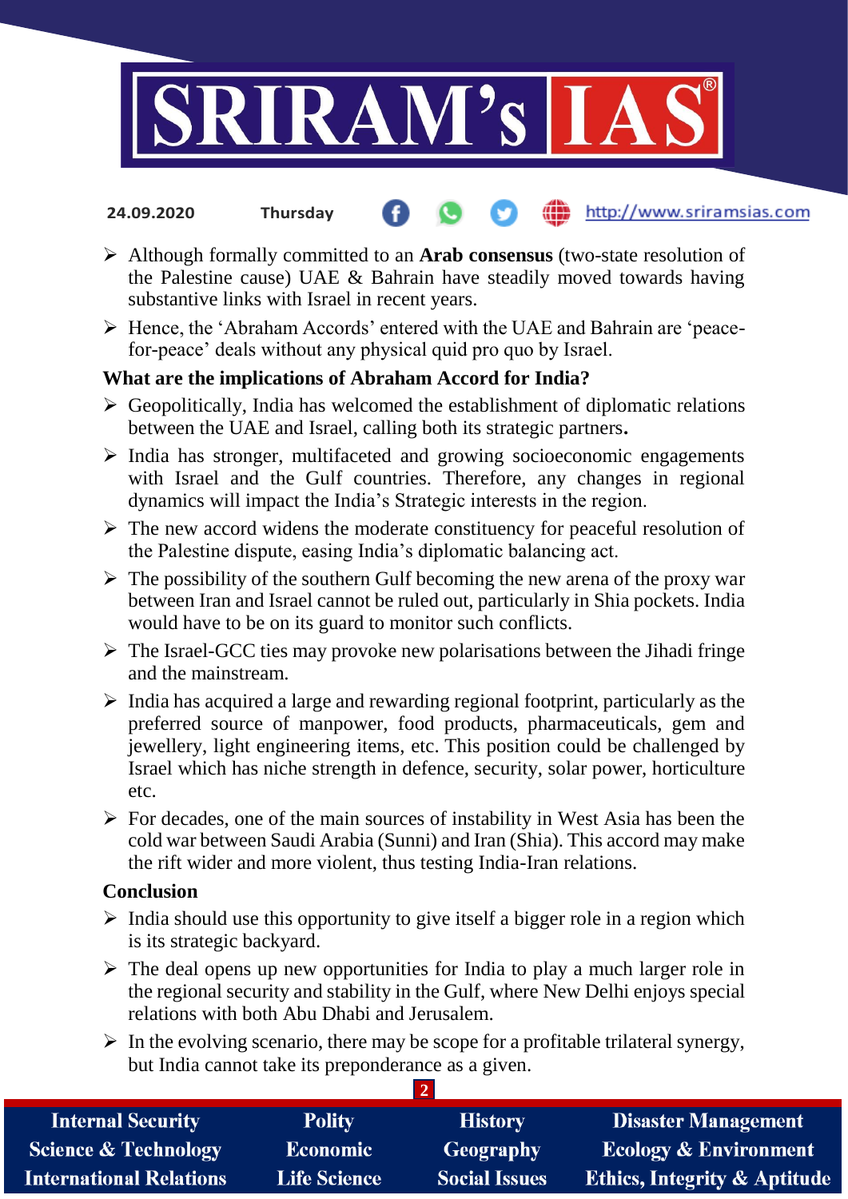- Although formally committed to an **Arab consensus** (two-state resolution of the Palestine cause) UAE & Bahrain have steadily moved towards having substantive links with Israel in recent years.
- Hence, the 'Abraham Accords' entered with the UAE and Bahrain are 'peace-for-peace' deals without any physical quid pro quo by Israel.

**What are the implications of Abraham Accord for India?**

- Geopolitically, India has welcomed the establishment of diplomatic relations between the UAE and Israel, calling both its strategic partners**.**
- India has stronger, multifaceted and growing socioeconomic engagements with Israel and the Gulf countries. Therefore, any changes in regional dynamics will impact the India's Strategic interests in the region.
- The new accord widens the moderate constituency for peaceful resolution of the Palestine dispute, easing India's diplomatic balancing act.
- The possibility of the southern Gulf becoming the new arena of the proxy war between Iran and Israel cannot be ruled out, particularly in Shia pockets. India would have to be on its guard to monitor such conflicts.
- The Israel-GCC ties may provoke new polarisations between the Jihadi fringe and the mainstream.
- India has acquired a large and rewarding regional footprint, particularly as the preferred source of manpower, food products, pharmaceuticals, gem and jewellery, light engineering items, etc. This position could be challenged by Israel which has niche strength in defence, security, solar power, horticulture etc.
- For decades, one of the main sources of instability in West Asia has been the cold war between Saudi Arabia (Sunni) and Iran (Shia). This accord may make the rift wider and more violent, thus testing India-Iran relations.

**Conclusion**

- India should use this opportunity to give itself a bigger role in a region which is its strategic backyard.
- The deal opens up new opportunities for India to play a much larger role in the regional security and stability in the Gulf, where New Delhi enjoys special relations with both Abu Dhabi and Jerusalem.
- In the evolving scenario, there may be scope for a profitable trilateral synergy, but India cannot take its preponderance as a given.